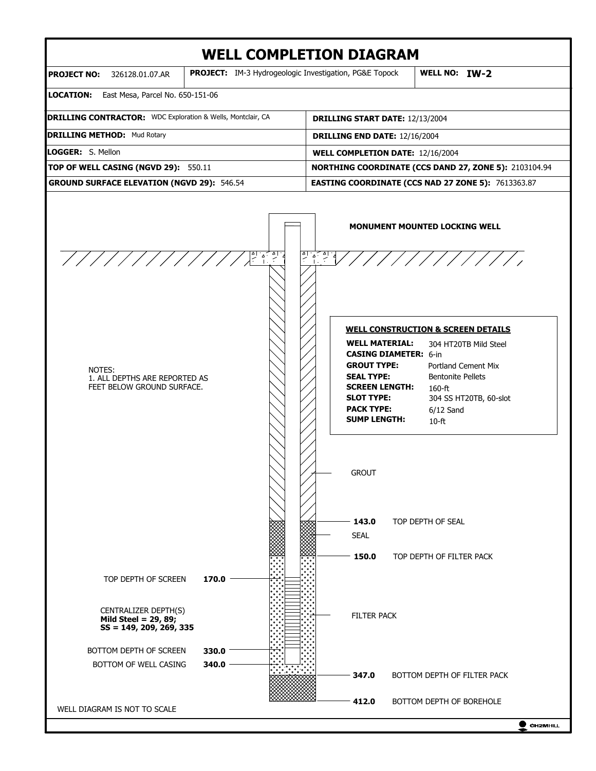# WELL COMPLETION DIAGRAM

| **PROJECT NO:** 326128.01.07.AR | **PROJECT:** IM-3 Hydrogeologic Investigation, PG&E Topock | **WELL NO: IW-2** |
|---|---|---|

**LOCATION:** East Mesa, Parcel No. 650-151-06

| | |
|---|---|
| **DRILLING CONTRACTOR:** WDC Exploration & Wells, Montclair, CA | **DRILLING START DATE:** 12/13/2004 |
| **DRILLING METHOD:** Mud Rotary | **DRILLING END DATE:** 12/16/2004 |
| **LOGGER:** S. Mellon | **WELL COMPLETION DATE:** 12/16/2004 |
| **TOP OF WELL CASING (NGVD 29):** 550.11 | **NORTHING COORDINATE (CCS DAND 27, ZONE 5):** 2103104.94 |
| **GROUND SURFACE ELEVATION (NGVD 29):** 546.54 | **EASTING COORDINATE (CCS NAD 27 ZONE 5):** 7613363.87 |

**MONUMENT MOUNTED LOCKING WELL**

NOTES:
1. ALL DEPTHS ARE REPORTED AS FEET BELOW GROUND SURFACE.

**WELL CONSTRUCTION & SCREEN DETAILS**

- **WELL MATERIAL:** 304 HT20TB Mild Steel
- **CASING DIAMETER:** 6-in
- **GROUT TYPE:** Portland Cement Mix
- **SEAL TYPE:** Bentonite Pellets
- **SCREEN LENGTH:** 160-ft
- **SLOT TYPE:** 304 SS HT20TB, 60-slot
- **PACK TYPE:** 6/12 Sand
- **SUMP LENGTH:** 10-ft

GROUT

**143.0** TOP DEPTH OF SEAL

SEAL

**150.0** TOP DEPTH OF FILTER PACK

TOP DEPTH OF SCREEN **170.0**

FILTER PACK

CENTRALIZER DEPTH(S)
**Mild Steel = 29, 89;**
**SS = 149, 209, 269, 335**

BOTTOM DEPTH OF SCREEN **330.0**

BOTTOM OF WELL CASING **340.0**

**347.0** BOTTOM DEPTH OF FILTER PACK

**412.0** BOTTOM DEPTH OF BOREHOLE

WELL DIAGRAM IS NOT TO SCALE

CH2MHILL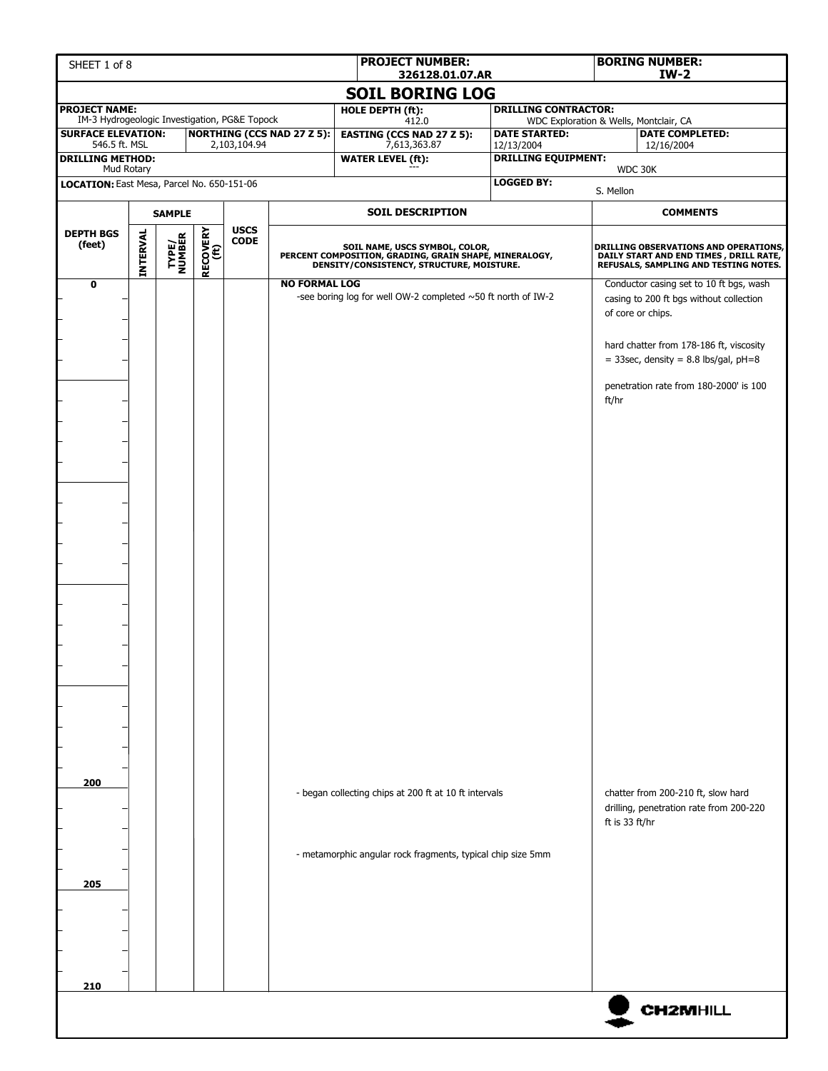| SHEET 1 of 8 | PROJECT NUMBER: 326128.01.07.AR | BORING NUMBER: IW-2 |
|---|---|---|

# SOIL BORING LOG

| | | | |
|---|---|---|---|
| **PROJECT NAME:** IM-3 Hydrogeologic Investigation, PG&E Topock | **HOLE DEPTH (ft):** 412.0 | **DRILLING CONTRACTOR:** WDC Exploration & Wells, Montclair, CA | |
| **SURFACE ELEVATION:** 546.5 ft. MSL / **NORTHING (CCS NAD 27 Z 5):** 2,103,104.94 | **EASTING (CCS NAD 27 Z 5):** 7,613,363.87 | **DATE STARTED:** 12/13/2004 | **DATE COMPLETED:** 12/16/2004 |
| **DRILLING METHOD:** Mud Rotary | **WATER LEVEL (ft):** --- | **DRILLING EQUIPMENT:** WDC 30K | |
| **LOCATION:** East Mesa, Parcel No. 650-151-06 | | **LOGGED BY:** S. Mellon | |

| DEPTH BGS (feet) | SAMPLE INTERVAL | SAMPLE TYPE/NUMBER | SAMPLE RECOVERY (ft) | USCS CODE | SOIL DESCRIPTION<br>SOIL NAME, USCS SYMBOL, COLOR, PERCENT COMPOSITION, GRADING, GRAIN SHAPE, MINERALOGY, DENSITY/CONSISTENCY, STRUCTURE, MOISTURE. | COMMENTS<br>DRILLING OBSERVATIONS AND OPERATIONS, DAILY START AND END TIMES, DRILL RATE, REFUSALS, SAMPLING AND TESTING NOTES. |
|---|---|---|---|---|---|---|
| 0 | | | | | **NO FORMAL LOG**<br>-see boring log for well OW-2 completed ~50 ft north of IW-2 | Conductor casing set to 10 ft bgs, wash casing to 200 ft bgs without collection of core or chips.<br><br>hard chatter from 178-186 ft, viscosity = 33sec, density = 8.8 lbs/gal, pH=8<br><br>penetration rate from 180-2000' is 100 ft/hr |
| 200 | | | | | - began collecting chips at 200 ft at 10 ft intervals<br><br>- metamorphic angular rock fragments, typical chip size 5mm | chatter from 200-210 ft, slow hard drilling, penetration rate from 200-220 ft is 33 ft/hr |
| 205 | | | | | | |
| 210 | | | | | | |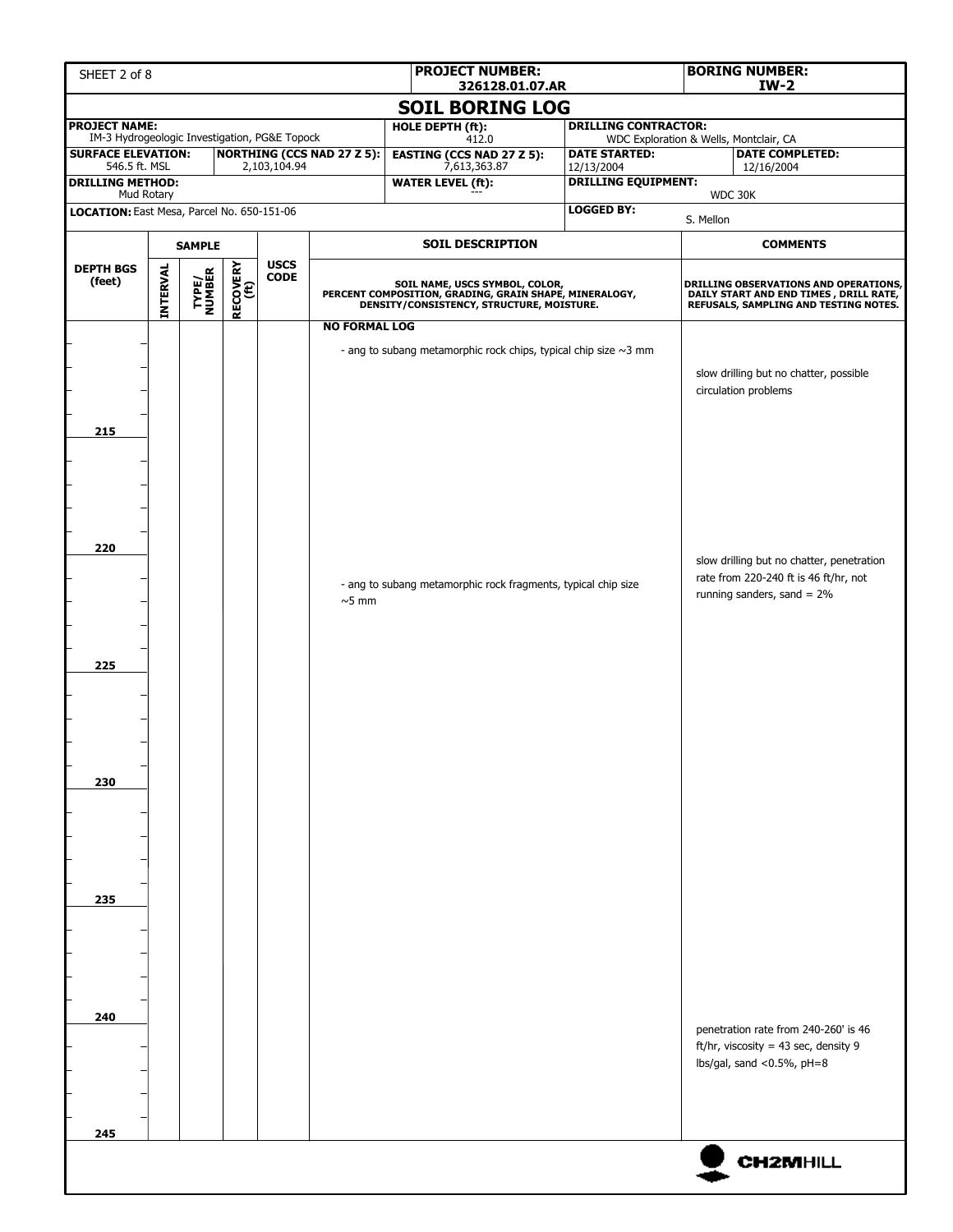| PROJECT NUMBER: 326128.01.07.AR | BORING NUMBER: IW-2 |
|---|---|

# SOIL BORING LOG

| | | | |
|---|---|---|---|
| **PROJECT NAME:** IM-3 Hydrogeologic Investigation, PG&E Topock | **HOLE DEPTH (ft):** 412.0 | **DRILLING CONTRACTOR:** WDC Exploration & Wells, Montclair, CA | |
| **SURFACE ELEVATION:** 546.5 ft. MSL / **NORTHING (CCS NAD 27 Z 5):** 2,103,104.94 | **EASTING (CCS NAD 27 Z 5):** 7,613,363.87 | **DATE STARTED:** 12/13/2004 | **DATE COMPLETED:** 12/16/2004 |
| **DRILLING METHOD:** Mud Rotary | **WATER LEVEL (ft):** --- | **DRILLING EQUIPMENT:** WDC 30K | |
| **LOCATION:** East Mesa, Parcel No. 650-151-06 | | **LOGGED BY:** S. Mellon | |

| DEPTH BGS (feet) | SAMPLE INTERVAL | SAMPLE TYPE/NUMBER | SAMPLE RECOVERY (ft) | USCS CODE | SOIL DESCRIPTION<br>SOIL NAME, USCS SYMBOL, COLOR, PERCENT COMPOSITION, GRADING, GRAIN SHAPE, MINERALOGY, DENSITY/CONSISTENCY, STRUCTURE, MOISTURE. | COMMENTS<br>DRILLING OBSERVATIONS AND OPERATIONS, DAILY START AND END TIMES, DRILL RATE, REFUSALS, SAMPLING AND TESTING NOTES. |
|---|---|---|---|---|---|---|
| | | | | | **NO FORMAL LOG**<br>- ang to subang metamorphic rock chips, typical chip size ~3 mm | slow drilling but no chatter, possible circulation problems |
| 215 | | | | | | |
| 220 | | | | | - ang to subang metamorphic rock fragments, typical chip size ~5 mm | slow drilling but no chatter, penetration rate from 220-240 ft is 46 ft/hr, not running sanders, sand = 2% |
| 225 | | | | | | |
| 230 | | | | | | |
| 235 | | | | | | |
| 240 | | | | | | penetration rate from 240-260' is 46 ft/hr, viscosity = 43 sec, density 9 lbs/gal, sand <0.5%, pH=8 |
| 245 | | | | | | |

CH2MHILL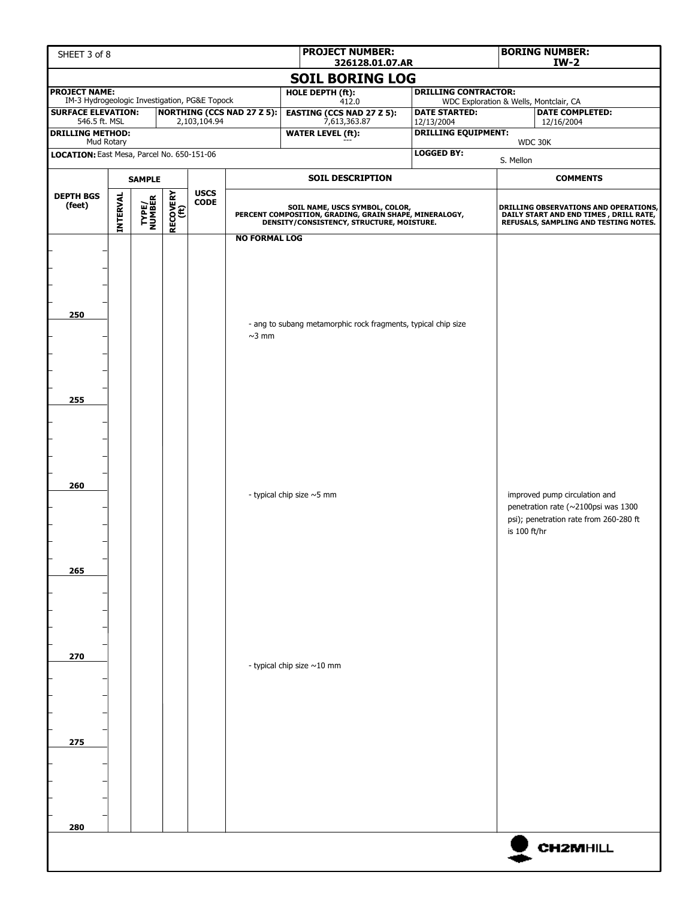| SHEET 3 of 8 | PROJECT NUMBER: 326128.01.07.AR | BORING NUMBER: IW-2 |
|---|---|---|

## SOIL BORING LOG

| PROJECT NAME: IM-3 Hydrogeologic Investigation, PG&E Topock | | HOLE DEPTH (ft): 412.0 | DRILLING CONTRACTOR: WDC Exploration & Wells, Montclair, CA | |
|---|---|---|---|---|
| SURFACE ELEVATION: 546.5 ft. MSL | NORTHING (CCS NAD 27 Z 5): 2,103,104.94 | EASTING (CCS NAD 27 Z 5): 7,613,363.87 | DATE STARTED: 12/13/2004 | DATE COMPLETED: 12/16/2004 |
| DRILLING METHOD: Mud Rotary | | WATER LEVEL (ft): --- | DRILLING EQUIPMENT: WDC 30K | |
| LOCATION: East Mesa, Parcel No. 650-151-06 | | | LOGGED BY: S. Mellon | |

| DEPTH BGS (feet) | SAMPLE INTERVAL | SAMPLE TYPE/ NUMBER | SAMPLE RECOVERY (ft) | USCS CODE | SOIL DESCRIPTION: SOIL NAME, USCS SYMBOL, COLOR, PERCENT COMPOSITION, GRADING, GRAIN SHAPE, MINERALOGY, DENSITY/CONSISTENCY, STRUCTURE, MOISTURE. | COMMENTS: DRILLING OBSERVATIONS AND OPERATIONS, DAILY START AND END TIMES, DRILL RATE, REFUSALS, SAMPLING AND TESTING NOTES. |
|---|---|---|---|---|---|---|
| | | | | | NO FORMAL LOG | |
| 250 | | | | | - ang to subang metamorphic rock fragments, typical chip size ~3 mm | |
| 255 | | | | | | |
| 260 | | | | | - typical chip size ~5 mm | improved pump circulation and penetration rate (~2100psi was 1300 psi); penetration rate from 260-280 ft is 100 ft/hr |
| 265 | | | | | | |
| 270 | | | | | - typical chip size ~10 mm | |
| 275 | | | | | | |
| 280 | | | | | | |

CH2MHILL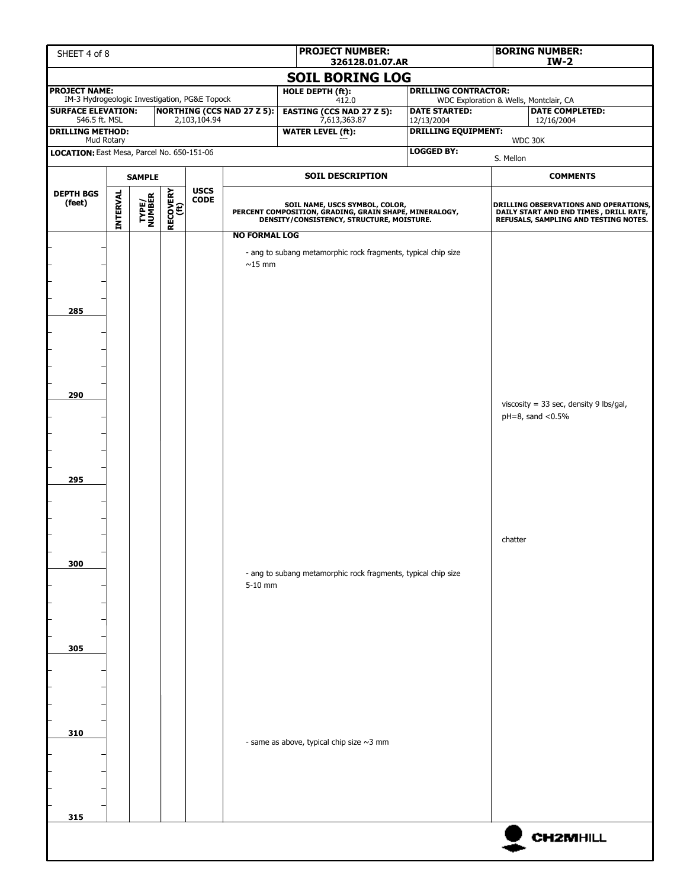| SHEET 4 of 8 | PROJECT NUMBER: 326128.01.07.AR | BORING NUMBER: IW-2 |
|---|---|---|

## SOIL BORING LOG

| | | | |
|---|---|---|---|
| **PROJECT NAME:** IM-3 Hydrogeologic Investigation, PG&E Topock | **HOLE DEPTH (ft):** 412.0 | **DRILLING CONTRACTOR:** WDC Exploration & Wells, Montclair, CA | |
| **SURFACE ELEVATION:** 546.5 ft. MSL / **NORTHING (CCS NAD 27 Z 5):** 2,103,104.94 | **EASTING (CCS NAD 27 Z 5):** 7,613,363.87 | **DATE STARTED:** 12/13/2004 | **DATE COMPLETED:** 12/16/2004 |
| **DRILLING METHOD:** Mud Rotary | **WATER LEVEL (ft):** --- | **DRILLING EQUIPMENT:** WDC 30K | |
| **LOCATION:** East Mesa, Parcel No. 650-151-06 | | **LOGGED BY:** S. Mellon | |

| DEPTH BGS (feet) | SAMPLE INTERVAL | SAMPLE TYPE/NUMBER | SAMPLE RECOVERY (ft) | USCS CODE | SOIL DESCRIPTION: SOIL NAME, USCS SYMBOL, COLOR, PERCENT COMPOSITION, GRADING, GRAIN SHAPE, MINERALOGY, DENSITY/CONSISTENCY, STRUCTURE, MOISTURE. | COMMENTS: DRILLING OBSERVATIONS AND OPERATIONS, DAILY START AND END TIMES, DRILL RATE, REFUSALS, SAMPLING AND TESTING NOTES. |
|---|---|---|---|---|---|---|
| | | | | | **NO FORMAL LOG** | |
| | | | | | - ang to subang metamorphic rock fragments, typical chip size ~15 mm | |
| 285 | | | | | | |
| 290 | | | | | | viscosity = 33 sec, density 9 lbs/gal, pH=8, sand <0.5% |
| 295 | | | | | | |
| | | | | | | chatter |
| 300 | | | | | - ang to subang metamorphic rock fragments, typical chip size 5-10 mm | |
| 305 | | | | | | |
| 310 | | | | | - same as above, typical chip size ~3 mm | |
| 315 | | | | | | |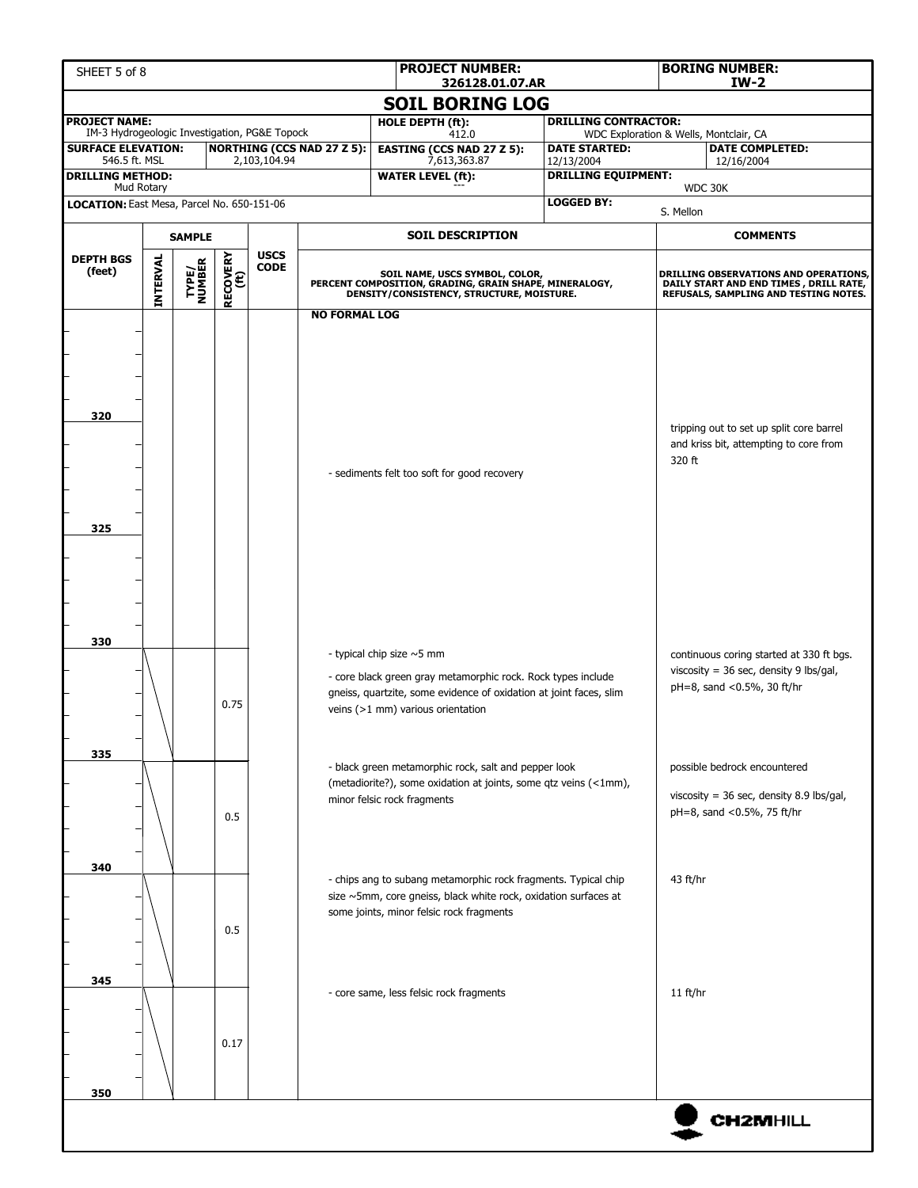| SHEET 5 of 8 | PROJECT NUMBER: 326128.01.07.AR | BORING NUMBER: IW-2 |
|---|---|---|

# SOIL BORING LOG

| | | | |
|---|---|---|---|
| **PROJECT NAME:** IM-3 Hydrogeologic Investigation, PG&E Topock | **HOLE DEPTH (ft):** 412.0 | **DRILLING CONTRACTOR:** WDC Exploration & Wells, Montclair, CA | |
| **SURFACE ELEVATION:** 546.5 ft. MSL / **NORTHING (CCS NAD 27 Z 5):** 2,103,104.94 | **EASTING (CCS NAD 27 Z 5):** 7,613,363.87 | **DATE STARTED:** 12/13/2004 | **DATE COMPLETED:** 12/16/2004 |
| **DRILLING METHOD:** Mud Rotary | **WATER LEVEL (ft):** --- | **DRILLING EQUIPMENT:** WDC 30K | |
| **LOCATION:** East Mesa, Parcel No. 650-151-06 | | **LOGGED BY:** S. Mellon | |

| DEPTH BGS (feet) | SAMPLE INTERVAL | SAMPLE TYPE/NUMBER | SAMPLE RECOVERY (ft) | USCS CODE | SOIL DESCRIPTION (SOIL NAME, USCS SYMBOL, COLOR, PERCENT COMPOSITION, GRADING, GRAIN SHAPE, MINERALOGY, DENSITY/CONSISTENCY, STRUCTURE, MOISTURE.) | COMMENTS (DRILLING OBSERVATIONS AND OPERATIONS, DAILY START AND END TIMES, DRILL RATE, REFUSALS, SAMPLING AND TESTING NOTES.) |
|---|---|---|---|---|---|---|
| | | | | | **NO FORMAL LOG** | |
| 320 | | | | | - sediments felt too soft for good recovery | tripping out to set up split core barrel and kriss bit, attempting to core from 320 ft |
| 325 | | | | | | |
| 330 | | | 0.75 | | - typical chip size ~5 mm<br>- core black green gray metamorphic rock. Rock types include gneiss, quartzite, some evidence of oxidation at joint faces, slim veins (>1 mm) various orientation | continuous coring started at 330 ft bgs. viscosity = 36 sec, density 9 lbs/gal, pH=8, sand <0.5%, 30 ft/hr |
| 335 | | | 0.5 | | - black green metamorphic rock, salt and pepper look (metadiorite?), some oxidation at joints, some qtz veins (<1mm), minor felsic rock fragments | possible bedrock encountered<br>viscosity = 36 sec, density 8.9 lbs/gal, pH=8, sand <0.5%, 75 ft/hr |
| 340 | | | 0.5 | | - chips ang to subang metamorphic rock fragments. Typical chip size ~5mm, core gneiss, black white rock, oxidation surfaces at some joints, minor felsic rock fragments | 43 ft/hr |
| 345 | | | 0.17 | | - core same, less felsic rock fragments | 11 ft/hr |
| 350 | | | | | | |

CH2MHILL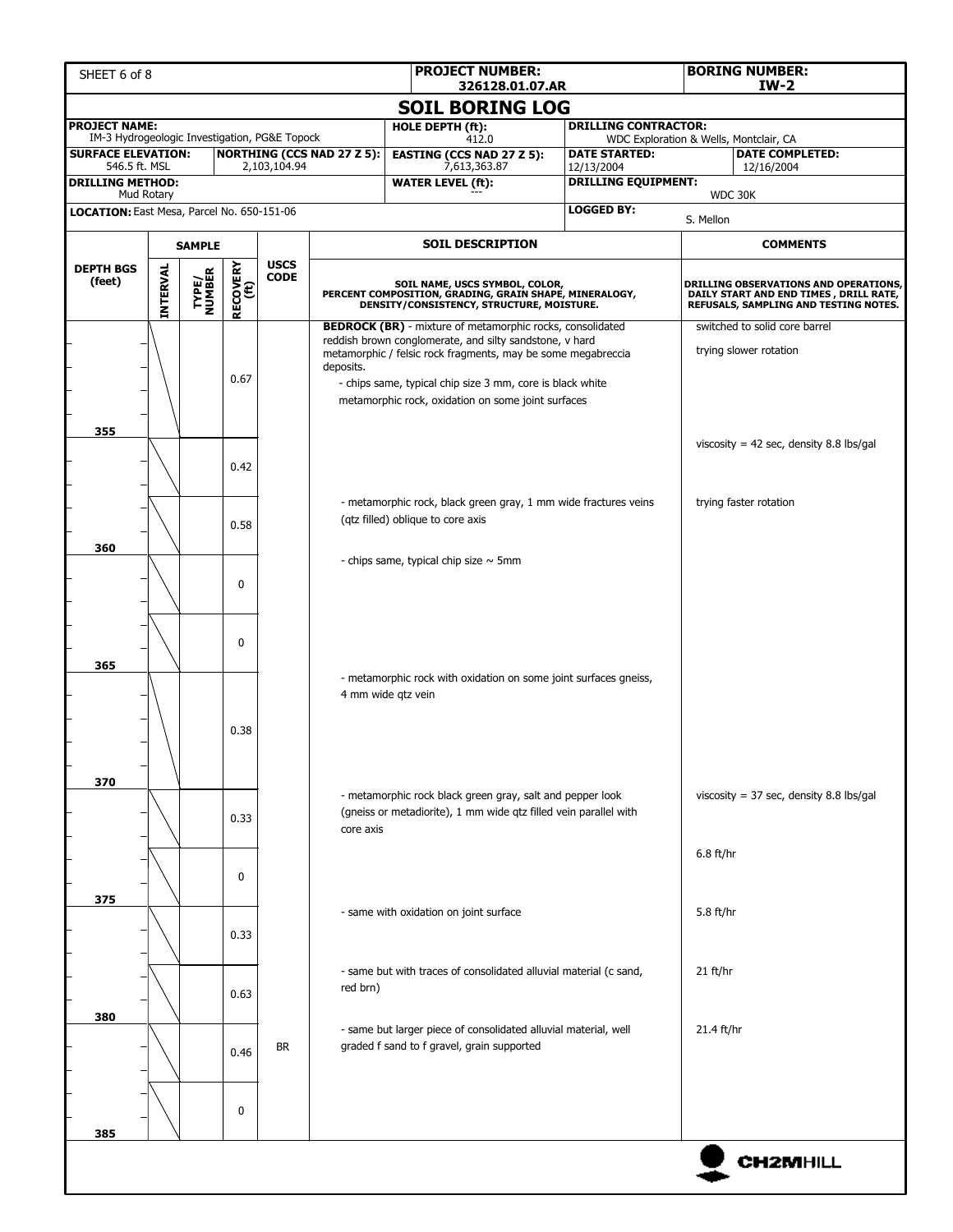| PROJECT NUMBER: | BORING NUMBER: |
|---|---|
| 326128.01.07.AR | IW-2 |

# SOIL BORING LOG

| | | | |
|---|---|---|---|
| **PROJECT NAME:** IM-3 Hydrogeologic Investigation, PG&E Topock | | **HOLE DEPTH (ft):** 412.0 | **DRILLING CONTRACTOR:** WDC Exploration & Wells, Montclair, CA |
| **SURFACE ELEVATION:** 546.5 ft. MSL | **NORTHING (CCS NAD 27 Z 5):** 2,103,104.94 | **EASTING (CCS NAD 27 Z 5):** 7,613,363.87 | **DATE STARTED:** 12/13/2004 — **DATE COMPLETED:** 12/16/2004 |
| **DRILLING METHOD:** Mud Rotary | | **WATER LEVEL (ft):** --- | **DRILLING EQUIPMENT:** WDC 30K |
| **LOCATION:** East Mesa, Parcel No. 650-151-06 | | | **LOGGED BY:** S. Mellon |

| DEPTH BGS (feet) | SAMPLE INTERVAL | SAMPLE TYPE/NUMBER | RECOVERY (ft) | USCS CODE | SOIL DESCRIPTION (SOIL NAME, USCS SYMBOL, COLOR, PERCENT COMPOSITION, GRADING, GRAIN SHAPE, MINERALOGY, DENSITY/CONSISTENCY, STRUCTURE, MOISTURE.) | COMMENTS (DRILLING OBSERVATIONS AND OPERATIONS, DAILY START AND END TIMES, DRILL RATE, REFUSALS, SAMPLING AND TESTING NOTES.) |
|---|---|---|---|---|---|---|
| 350–355 | | | 0.67 | | **BEDROCK (BR)** - mixture of metamorphic rocks, consolidated reddish brown conglomerate, and silty sandstone, v hard metamorphic / felsic rock fragments, may be some megabreccia deposits.<br>- chips same, typical chip size 3 mm, core is black white metamorphic rock, oxidation on some joint surfaces | switched to solid core barrel<br>trying slower rotation |
| 355 | | | 0.42 | | | viscosity = 42 sec, density 8.8 lbs/gal |
| | | | 0.58 | | - metamorphic rock, black green gray, 1 mm wide fractures veins (qtz filled) oblique to core axis | trying faster rotation |
| 360 | | | 0 | | - chips same, typical chip size ~ 5mm | |
| | | | 0 | | | |
| 365 | | | 0.38 | | - metamorphic rock with oxidation on some joint surfaces gneiss, 4 mm wide qtz vein | |
| 370 | | | 0.33 | | - metamorphic rock black green gray, salt and pepper look (gneiss or metadiorite), 1 mm wide qtz filled vein parallel with core axis | viscosity = 37 sec, density 8.8 lbs/gal |
| | | | 0 | | | 6.8 ft/hr |
| 375 | | | 0.33 | | - same with oxidation on joint surface | 5.8 ft/hr |
| | | | 0.63 | | - same but with traces of consolidated alluvial material (c sand, red brn) | 21 ft/hr |
| 380 | | | 0.46 | BR | - same but larger piece of consolidated alluvial material, well graded f sand to f gravel, grain supported | 21.4 ft/hr |
| | | | 0 | | | |
| 385 | | | | | | |

CH2MHILL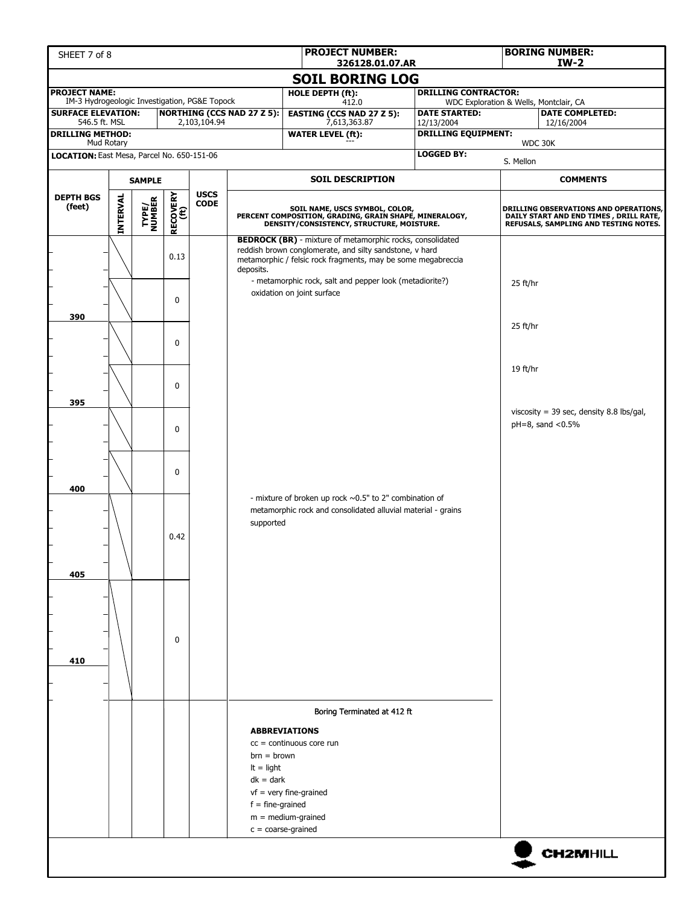| PROJECT NUMBER: 326128.01.07.AR | BORING NUMBER: IW-2 |
|---|---|

# SOIL BORING LOG

| | | | |
|---|---|---|---|
| **PROJECT NAME:** IM-3 Hydrogeologic Investigation, PG&E Topock | **HOLE DEPTH (ft):** 412.0 | **DRILLING CONTRACTOR:** WDC Exploration & Wells, Montclair, CA | |
| **SURFACE ELEVATION:** 546.5 ft. MSL | **NORTHING (CCS NAD 27 Z 5):** 2,103,104.94 | **EASTING (CCS NAD 27 Z 5):** 7,613,363.87 | **DATE STARTED:** 12/13/2004 — **DATE COMPLETED:** 12/16/2004 |
| **DRILLING METHOD:** Mud Rotary | | **WATER LEVEL (ft):** --- | **DRILLING EQUIPMENT:** WDC 30K |
| **LOCATION:** East Mesa, Parcel No. 650-151-06 | | | **LOGGED BY:** S. Mellon |

| DEPTH BGS (feet) | SAMPLE INTERVAL | SAMPLE TYPE/NUMBER | RECOVERY (ft) | USCS CODE | SOIL DESCRIPTION (SOIL NAME, USCS SYMBOL, COLOR, PERCENT COMPOSITION, GRADING, GRAIN SHAPE, MINERALOGY, DENSITY/CONSISTENCY, STRUCTURE, MOISTURE.) | COMMENTS (DRILLING OBSERVATIONS AND OPERATIONS, DAILY START AND END TIMES, DRILL RATE, REFUSALS, SAMPLING AND TESTING NOTES.) |
|---|---|---|---|---|---|---|
| | | | 0.13 | | **BEDROCK (BR)** - mixture of metamorphic rocks, consolidated reddish brown conglomerate, and silty sandstone, v hard metamorphic / felsic rock fragments, may be some megabreccia deposits. | |
| | | | 0 | | - metamorphic rock, salt and pepper look (metadiorite?) oxidation on joint surface | 25 ft/hr |
| 390 | | | 0 | | | 25 ft/hr |
| | | | 0 | | | 19 ft/hr |
| 395 | | | 0 | | | viscosity = 39 sec, density 8.8 lbs/gal, pH=8, sand <0.5% |
| | | | 0 | | | |
| 400 | | | 0.42 | | - mixture of broken up rock ~0.5" to 2" combination of metamorphic rock and consolidated alluvial material - grains supported | |
| 405 | | | 0 | | | |
| 410 | | | | | | |
| | | | | | Boring Terminated at 412 ft | |

**ABBREVIATIONS**

cc = continuous core run
brn = brown
lt = light
dk = dark
vf = very fine-grained
f = fine-grained
m = medium-grained
c = coarse-grained

CH2MHILL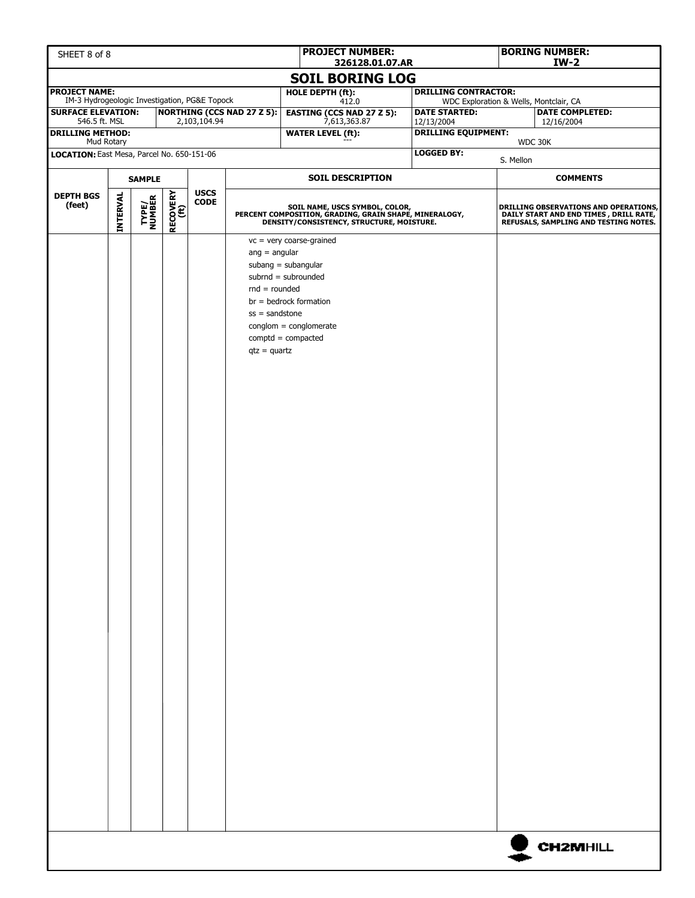| PROJECT NUMBER: 326128.01.07.AR | BORING NUMBER: IW-2 |
| --- | --- |

# SOIL BORING LOG

| | | | |
| --- | --- | --- | --- |
| **PROJECT NAME:** IM-3 Hydrogeologic Investigation, PG&E Topock | | **HOLE DEPTH (ft):** 412.0 | **DRILLING CONTRACTOR:** WDC Exploration & Wells, Montclair, CA |
| **SURFACE ELEVATION:** 546.5 ft. MSL | **NORTHING (CCS NAD 27 Z 5):** 2,103,104.94 | **EASTING (CCS NAD 27 Z 5):** 7,613,363.87 | **DATE STARTED:** 12/13/2004 — **DATE COMPLETED:** 12/16/2004 |
| **DRILLING METHOD:** Mud Rotary | | **WATER LEVEL (ft):** --- | **DRILLING EQUIPMENT:** WDC 30K |
| **LOCATION:** East Mesa, Parcel No. 650-151-06 | | | **LOGGED BY:** S. Mellon |

| DEPTH BGS (feet) | SAMPLE INTERVAL | SAMPLE TYPE/ NUMBER | SAMPLE RECOVERY (ft) | USCS CODE | SOIL DESCRIPTION: SOIL NAME, USCS SYMBOL, COLOR, PERCENT COMPOSITION, GRADING, GRAIN SHAPE, MINERALOGY, DENSITY/CONSISTENCY, STRUCTURE, MOISTURE. | COMMENTS: DRILLING OBSERVATIONS AND OPERATIONS, DAILY START AND END TIMES, DRILL RATE, REFUSALS, SAMPLING AND TESTING NOTES. |
| --- | --- | --- | --- | --- | --- | --- |
| | | | | | vc = very coarse-grained<br>ang = angular<br>subang = subangular<br>subrnd = subrounded<br>rnd = rounded<br>br = bedrock formation<br>ss = sandstone<br>conglom = conglomerate<br>comptd = compacted<br>qtz = quartz | |

CH2MHILL